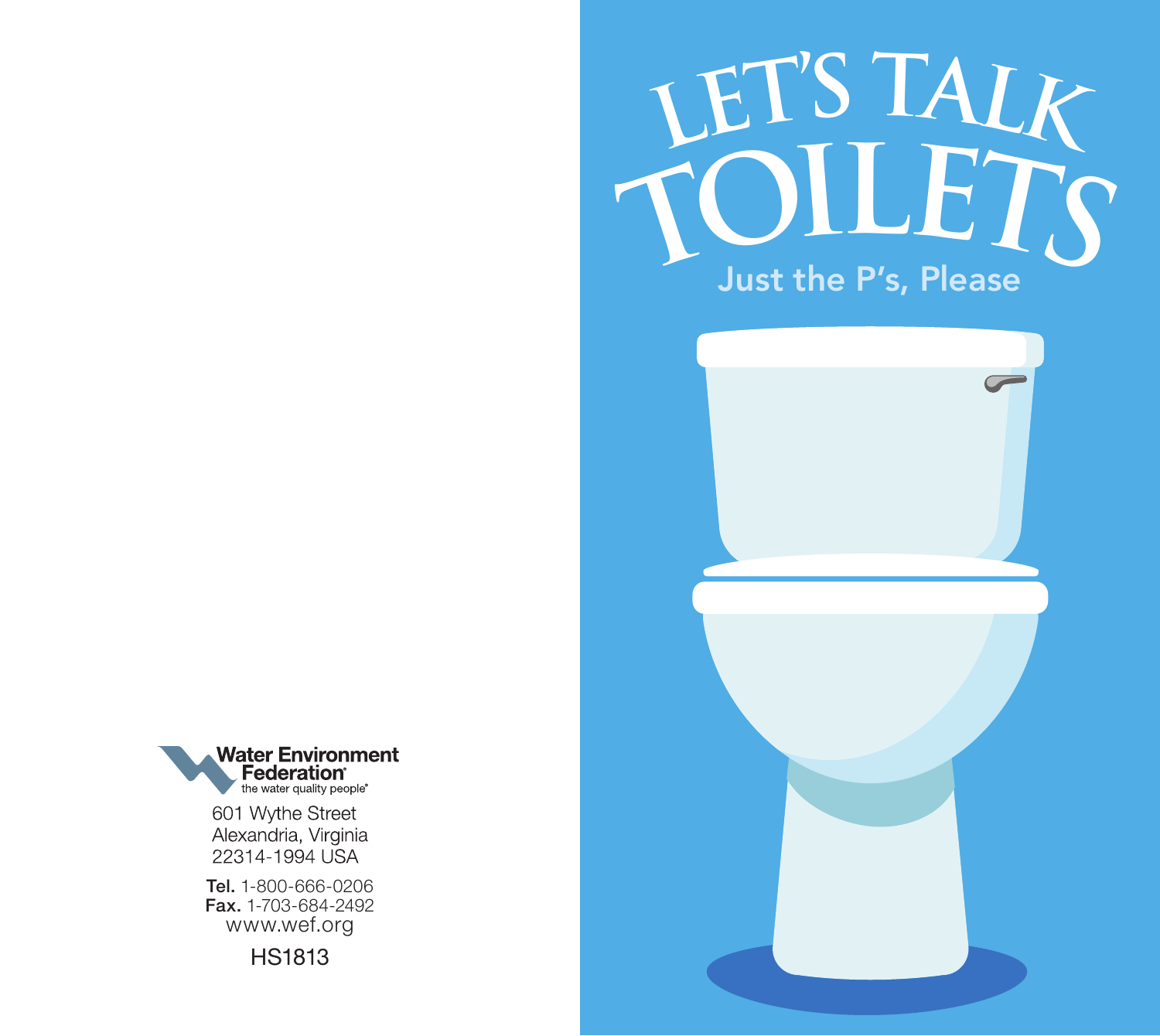# LET'S TALK TOILETS

## Just the P's, Please

Water Environment Federation
the water quality people®

601 Wythe Street
Alexandria, Virginia
22314-1994 USA

**Tel.** 1-800-666-0206
**Fax.** 1-703-684-2492
www.wef.org

HS1813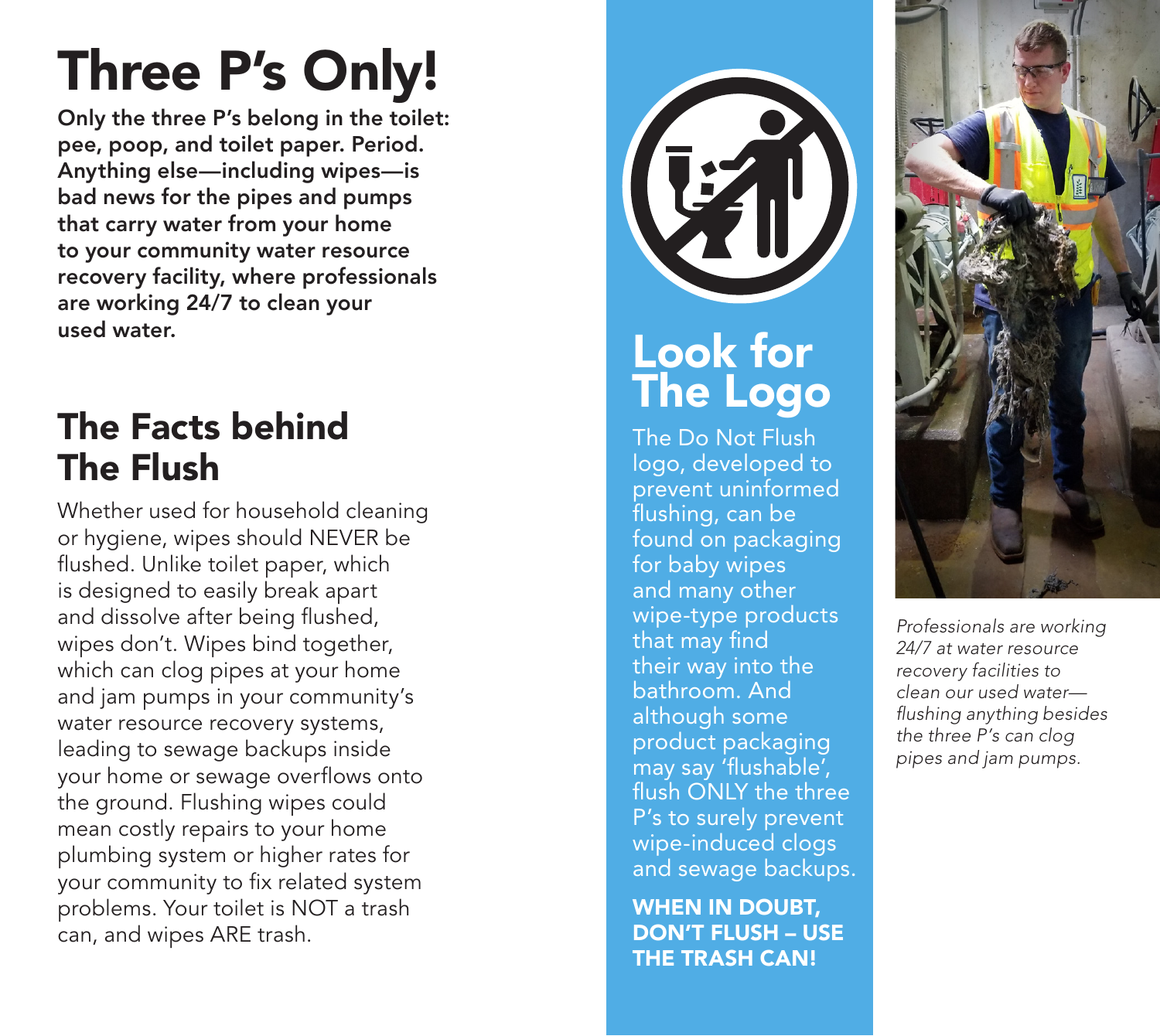# Three P's Only!

**Only the three P's belong in the toilet: pee, poop, and toilet paper. Period. Anything else—including wipes—is bad news for the pipes and pumps that carry water from your home to your community water resource recovery facility, where professionals are working 24/7 to clean your used water.**

## The Facts behind The Flush

Whether used for household cleaning or hygiene, wipes should NEVER be flushed. Unlike toilet paper, which is designed to easily break apart and dissolve after being flushed, wipes don't. Wipes bind together, which can clog pipes at your home and jam pumps in your community's water resource recovery systems, leading to sewage backups inside your home or sewage overflows onto the ground. Flushing wipes could mean costly repairs to your home plumbing system or higher rates for your community to fix related system problems. Your toilet is NOT a trash can, and wipes ARE trash.

## Look for The Logo

The Do Not Flush logo, developed to prevent uninformed flushing, can be found on packaging for baby wipes and many other wipe-type products that may find their way into the bathroom. And although some product packaging may say 'flushable', flush ONLY the three P's to surely prevent wipe-induced clogs and sewage backups.

**WHEN IN DOUBT, DON'T FLUSH – USE THE TRASH CAN!**

*Professionals are working 24/7 at water resource recovery facilities to clean our used water—flushing anything besides the three P's can clog pipes and jam pumps.*